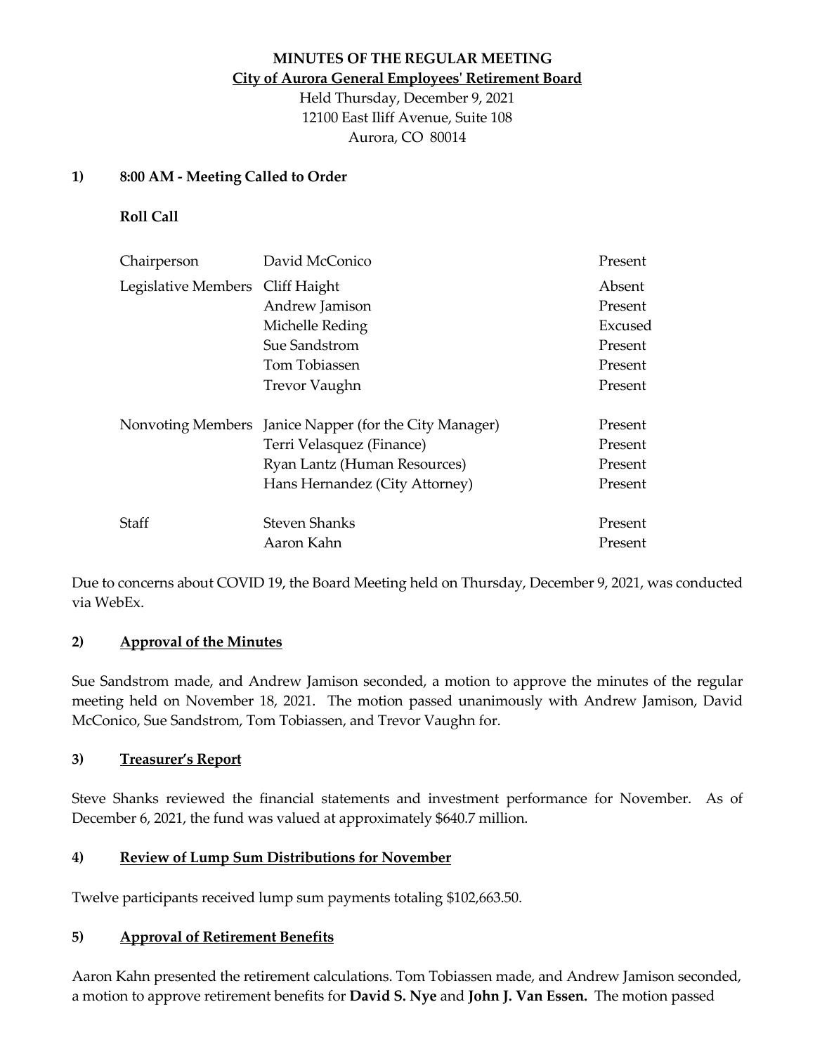**MINUTES OF THE REGULAR MEETING**
**City of Aurora General Employees' Retirement Board**
Held Thursday, December 9, 2021
12100 East Iliff Avenue, Suite 108
Aurora, CO 80014

## 1) 8:00 AM - Meeting Called to Order

**Roll Call**

| | | |
|---|---|---|
| Chairperson | David McConico | Present |
| Legislative Members | Cliff Haight | Absent |
| | Andrew Jamison | Present |
| | Michelle Reding | Excused |
| | Sue Sandstrom | Present |
| | Tom Tobiassen | Present |
| | Trevor Vaughn | Present |
| Nonvoting Members | Janice Napper (for the City Manager) | Present |
| | Terri Velasquez (Finance) | Present |
| | Ryan Lantz (Human Resources) | Present |
| | Hans Hernandez (City Attorney) | Present |
| Staff | Steven Shanks | Present |
| | Aaron Kahn | Present |

Due to concerns about COVID 19, the Board Meeting held on Thursday, December 9, 2021, was conducted via WebEx.

## 2) Approval of the Minutes

Sue Sandstrom made, and Andrew Jamison seconded, a motion to approve the minutes of the regular meeting held on November 18, 2021. The motion passed unanimously with Andrew Jamison, David McConico, Sue Sandstrom, Tom Tobiassen, and Trevor Vaughn for.

## 3) Treasurer's Report

Steve Shanks reviewed the financial statements and investment performance for November. As of December 6, 2021, the fund was valued at approximately $640.7 million.

## 4) Review of Lump Sum Distributions for November

Twelve participants received lump sum payments totaling $102,663.50.

## 5) Approval of Retirement Benefits

Aaron Kahn presented the retirement calculations. Tom Tobiassen made, and Andrew Jamison seconded, a motion to approve retirement benefits for **David S. Nye** and **John J. Van Essen.** The motion passed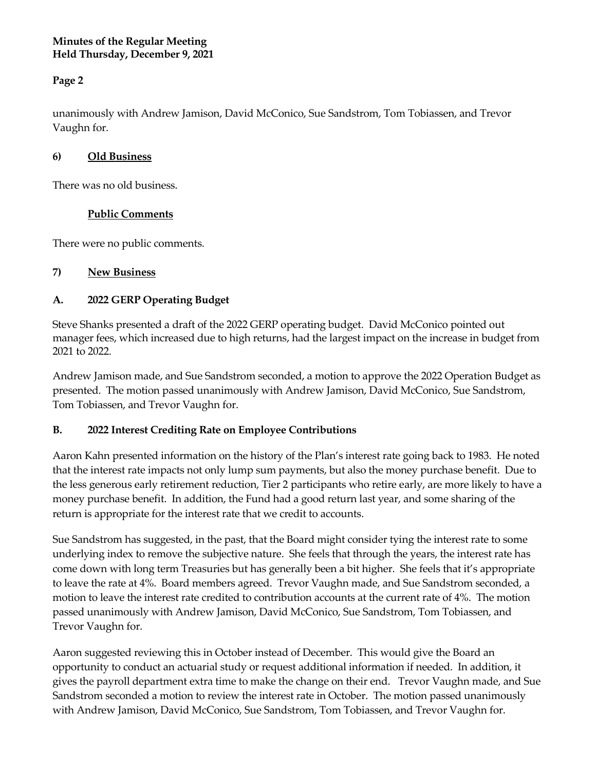unanimously with Andrew Jamison, David McConico, Sue Sandstrom, Tom Tobiassen, and Trevor Vaughn for.

## 6) <u>Old Business</u>

There was no old business.

### <u>Public Comments</u>

There were no public comments.

## 7) <u>New Business</u>

### A. 2022 GERP Operating Budget

Steve Shanks presented a draft of the 2022 GERP operating budget. David McConico pointed out manager fees, which increased due to high returns, had the largest impact on the increase in budget from 2021 to 2022.

Andrew Jamison made, and Sue Sandstrom seconded, a motion to approve the 2022 Operation Budget as presented. The motion passed unanimously with Andrew Jamison, David McConico, Sue Sandstrom, Tom Tobiassen, and Trevor Vaughn for.

### B. 2022 Interest Crediting Rate on Employee Contributions

Aaron Kahn presented information on the history of the Plan's interest rate going back to 1983. He noted that the interest rate impacts not only lump sum payments, but also the money purchase benefit. Due to the less generous early retirement reduction, Tier 2 participants who retire early, are more likely to have a money purchase benefit. In addition, the Fund had a good return last year, and some sharing of the return is appropriate for the interest rate that we credit to accounts.

Sue Sandstrom has suggested, in the past, that the Board might consider tying the interest rate to some underlying index to remove the subjective nature. She feels that through the years, the interest rate has come down with long term Treasuries but has generally been a bit higher. She feels that it's appropriate to leave the rate at 4%. Board members agreed. Trevor Vaughn made, and Sue Sandstrom seconded, a motion to leave the interest rate credited to contribution accounts at the current rate of 4%. The motion passed unanimously with Andrew Jamison, David McConico, Sue Sandstrom, Tom Tobiassen, and Trevor Vaughn for.

Aaron suggested reviewing this in October instead of December. This would give the Board an opportunity to conduct an actuarial study or request additional information if needed. In addition, it gives the payroll department extra time to make the change on their end. Trevor Vaughn made, and Sue Sandstrom seconded a motion to review the interest rate in October. The motion passed unanimously with Andrew Jamison, David McConico, Sue Sandstrom, Tom Tobiassen, and Trevor Vaughn for.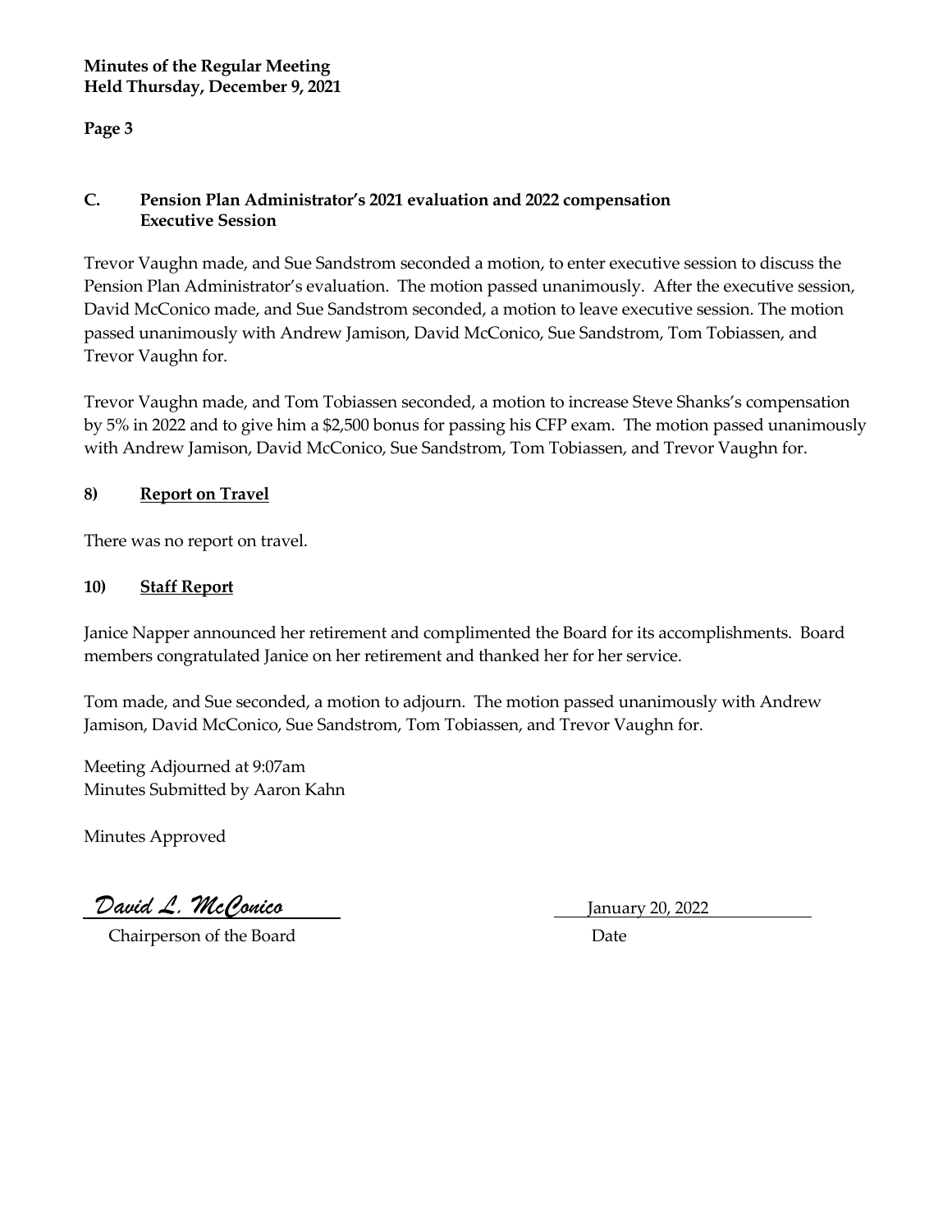**Minutes of the Regular Meeting**
**Held Thursday, December 9, 2021**

### C. Pension Plan Administrator's 2021 evaluation and 2022 compensation Executive Session

Trevor Vaughn made, and Sue Sandstrom seconded a motion, to enter executive session to discuss the Pension Plan Administrator's evaluation. The motion passed unanimously. After the executive session, David McConico made, and Sue Sandstrom seconded, a motion to leave executive session. The motion passed unanimously with Andrew Jamison, David McConico, Sue Sandstrom, Tom Tobiassen, and Trevor Vaughn for.

Trevor Vaughn made, and Tom Tobiassen seconded, a motion to increase Steve Shanks's compensation by 5% in 2022 and to give him a $2,500 bonus for passing his CFP exam. The motion passed unanimously with Andrew Jamison, David McConico, Sue Sandstrom, Tom Tobiassen, and Trevor Vaughn for.

## 8) Report on Travel

There was no report on travel.

## 10) Staff Report

Janice Napper announced her retirement and complimented the Board for its accomplishments. Board members congratulated Janice on her retirement and thanked her for her service.

Tom made, and Sue seconded, a motion to adjourn. The motion passed unanimously with Andrew Jamison, David McConico, Sue Sandstrom, Tom Tobiassen, and Trevor Vaughn for.

Meeting Adjourned at 9:07am
Minutes Submitted by Aaron Kahn

Minutes Approved

*David L. McConico* — January 20, 2022

Chairperson of the Board — Date